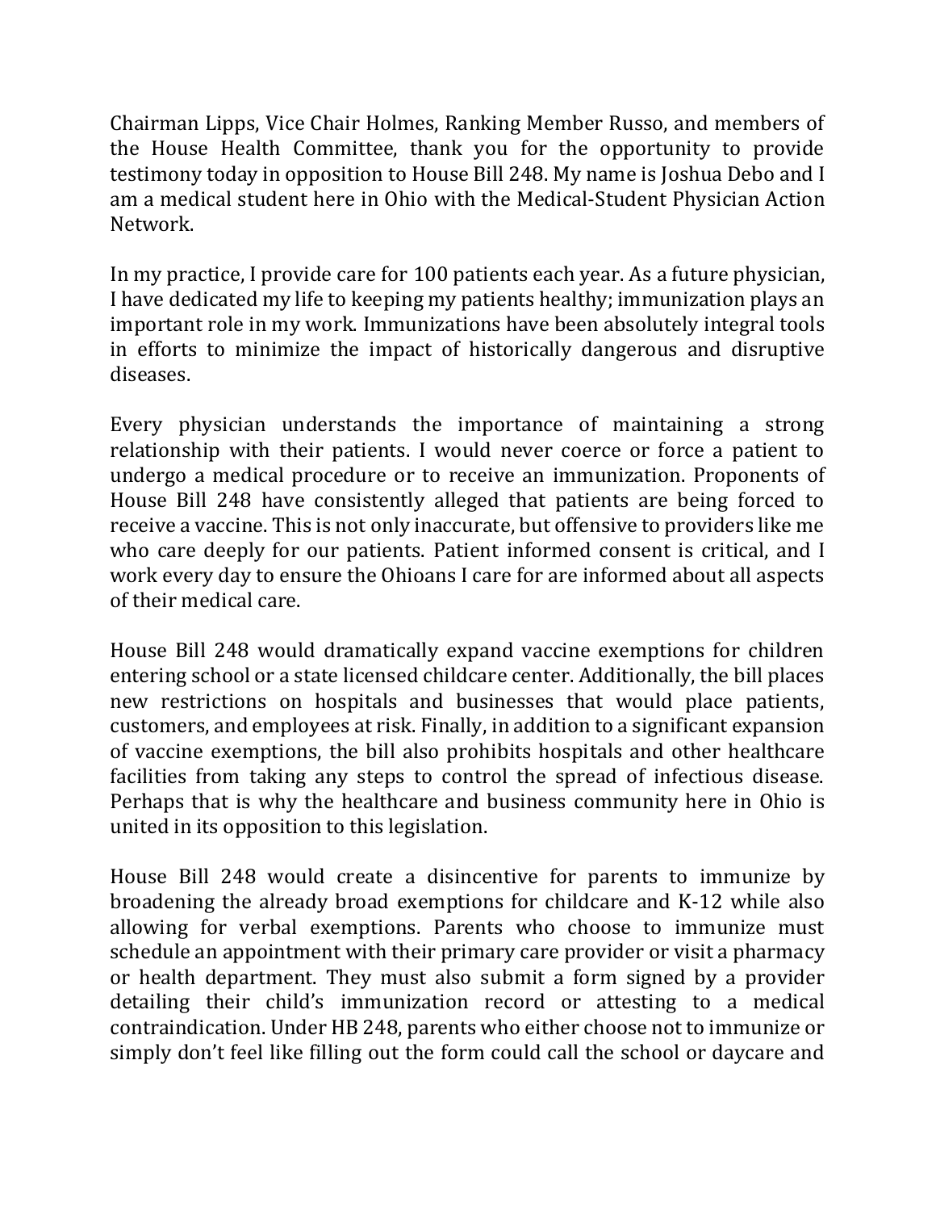Chairman Lipps, Vice Chair Holmes, Ranking Member Russo, and members of the House Health Committee, thank you for the opportunity to provide testimony today in opposition to House Bill 248. My name is Joshua Debo and I am a medical student here in Ohio with the Medical-Student Physician Action Network.

In my practice, I provide care for 100 patients each year. As a future physician, I have dedicated my life to keeping my patients healthy; immunization plays an important role in my work. Immunizations have been absolutely integral tools in efforts to minimize the impact of historically dangerous and disruptive diseases.

Every physician understands the importance of maintaining a strong relationship with their patients. I would never coerce or force a patient to undergo a medical procedure or to receive an immunization. Proponents of House Bill 248 have consistently alleged that patients are being forced to receive a vaccine. This is not only inaccurate, but offensive to providers like me who care deeply for our patients. Patient informed consent is critical, and I work every day to ensure the Ohioans I care for are informed about all aspects of their medical care.

House Bill 248 would dramatically expand vaccine exemptions for children entering school or a state licensed childcare center. Additionally, the bill places new restrictions on hospitals and businesses that would place patients, customers, and employees at risk. Finally, in addition to a significant expansion of vaccine exemptions, the bill also prohibits hospitals and other healthcare facilities from taking any steps to control the spread of infectious disease. Perhaps that is why the healthcare and business community here in Ohio is united in its opposition to this legislation.

House Bill 248 would create a disincentive for parents to immunize by broadening the already broad exemptions for childcare and K-12 while also allowing for verbal exemptions. Parents who choose to immunize must schedule an appointment with their primary care provider or visit a pharmacy or health department. They must also submit a form signed by a provider detailing their child's immunization record or attesting to a medical contraindication. Under HB 248, parents who either choose not to immunize or simply don't feel like filling out the form could call the school or daycare and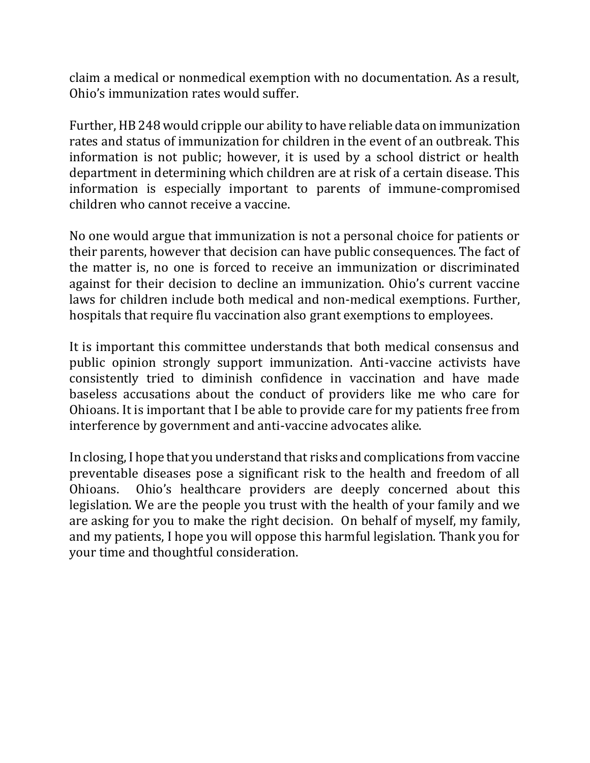claim a medical or nonmedical exemption with no documentation. As a result, Ohio's immunization rates would suffer.

Further, HB 248 would cripple our ability to have reliable data on immunization rates and status of immunization for children in the event of an outbreak. This information is not public; however, it is used by a school district or health department in determining which children are at risk of a certain disease. This information is especially important to parents of immune-compromised children who cannot receive a vaccine.

No one would argue that immunization is not a personal choice for patients or their parents, however that decision can have public consequences. The fact of the matter is, no one is forced to receive an immunization or discriminated against for their decision to decline an immunization. Ohio's current vaccine laws for children include both medical and non-medical exemptions. Further, hospitals that require flu vaccination also grant exemptions to employees.

It is important this committee understands that both medical consensus and public opinion strongly support immunization. Anti-vaccine activists have consistently tried to diminish confidence in vaccination and have made baseless accusations about the conduct of providers like me who care for Ohioans. It is important that I be able to provide care for my patients free from interference by government and anti-vaccine advocates alike.

In closing, I hope that you understand that risks and complications from vaccine preventable diseases pose a significant risk to the health and freedom of all Ohioans. Ohio's healthcare providers are deeply concerned about this legislation. We are the people you trust with the health of your family and we are asking for you to make the right decision. On behalf of myself, my family, and my patients, I hope you will oppose this harmful legislation. Thank you for your time and thoughtful consideration.